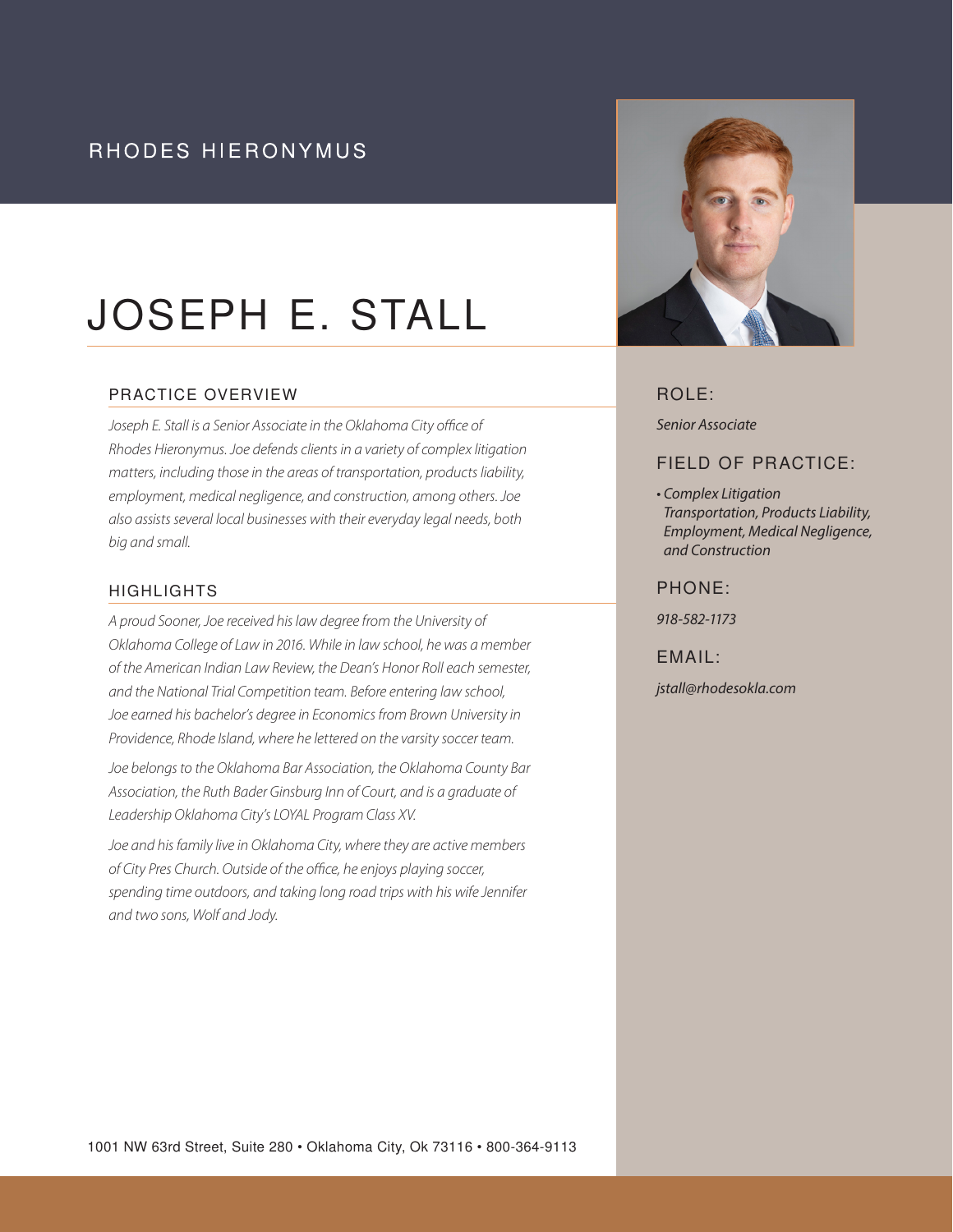RHODES HIERONYMUS

# JOSEPH E. STALL

## PRACTICE OVERVIEW

*Joseph E. Stall is a Senior Associate in the Oklahoma City office of Rhodes Hieronymus. Joe defends clients in a variety of complex litigation matters, including those in the areas of transportation, products liability, employment, medical negligence, and construction, among others. Joe also assists several local businesses with their everyday legal needs, both big and small.*

## HIGHLIGHTS

*A proud Sooner, Joe received his law degree from the University of Oklahoma College of Law in 2016. While in law school, he was a member of the American Indian Law Review, the Dean's Honor Roll each semester, and the National Trial Competition team. Before entering law school, Joe earned his bachelor's degree in Economics from Brown University in Providence, Rhode Island, where he lettered on the varsity soccer team.*

*Joe belongs to the Oklahoma Bar Association, the Oklahoma County Bar Association, the Ruth Bader Ginsburg Inn of Court, and is a graduate of Leadership Oklahoma City's LOYAL Program Class XV.*

*Joe and his family live in Oklahoma City, where they are active members of City Pres Church. Outside of the office, he enjoys playing soccer, spending time outdoors, and taking long road trips with his wife Jennifer and two sons, Wolf and Jody.*

## ROLE:

*Senior Associate*

## FIELD OF PRACTICE:

- *Complex Litigation Transportation, Products Liability, Employment, Medical Negligence, and Construction*

## PHONE:

*918-582-1173*

## EMAIL:

*jstall@rhodesokla.com*

1001 NW 63rd Street, Suite 280 • Oklahoma City, Ok 73116 • 800-364-9113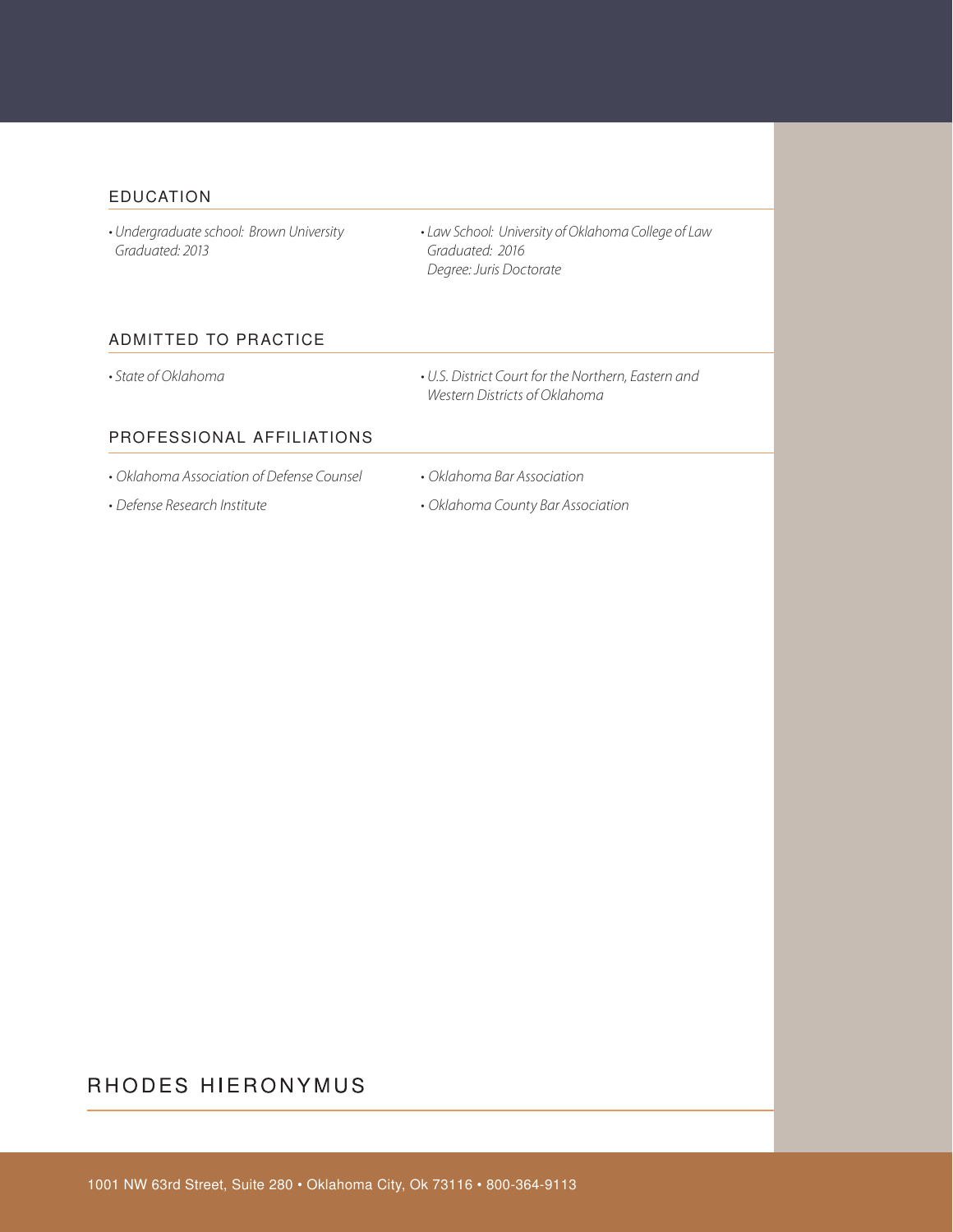## EDUCATION

- *Undergraduate school: Brown University*
  *Graduated: 2013*
- *Law School: University of Oklahoma College of Law*
  *Graduated: 2016*
  *Degree: Juris Doctorate*

## ADMITTED TO PRACTICE

- *State of Oklahoma*
- *U.S. District Court for the Northern, Eastern and Western Districts of Oklahoma*

## PROFESSIONAL AFFILIATIONS

- *Oklahoma Association of Defense Counsel*
- *Defense Research Institute*
- *Oklahoma Bar Association*
- *Oklahoma County Bar Association*

RHODES HIERONYMUS

1001 NW 63rd Street, Suite 280 • Oklahoma City, Ok 73116 • 800-364-9113